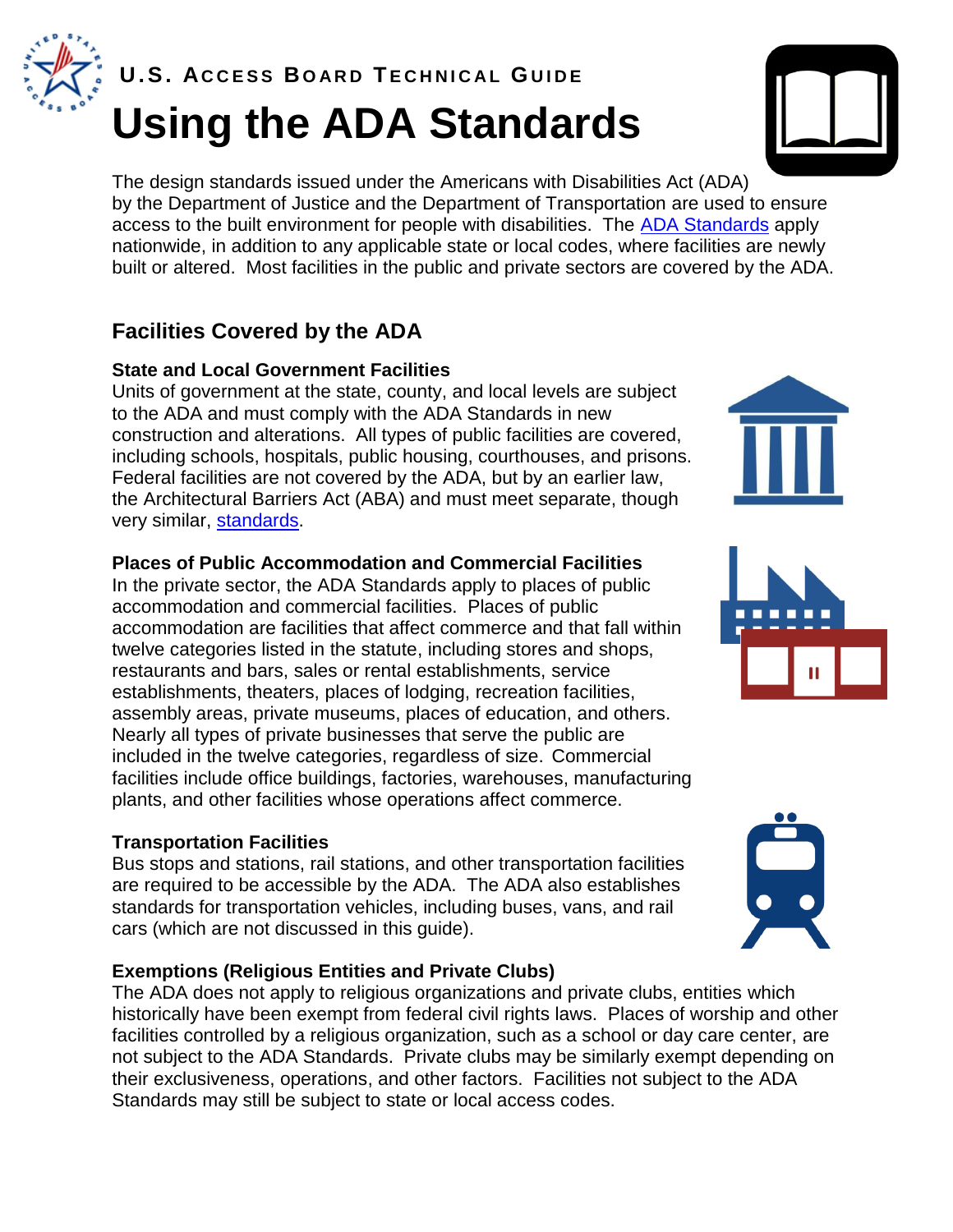**U.S. ACCESS BOARD TECHNICAL GUIDE**

# Using the ADA Standards

The design standards issued under the Americans with Disabilities Act (ADA) by the Department of Justice and the Department of Transportation are used to ensure access to the built environment for people with disabilities. The ADA Standards apply nationwide, in addition to any applicable state or local codes, where facilities are newly built or altered. Most facilities in the public and private sectors are covered by the ADA.

## Facilities Covered by the ADA

### State and Local Government Facilities

Units of government at the state, county, and local levels are subject to the ADA and must comply with the ADA Standards in new construction and alterations. All types of public facilities are covered, including schools, hospitals, public housing, courthouses, and prisons. Federal facilities are not covered by the ADA, but by an earlier law, the Architectural Barriers Act (ABA) and must meet separate, though very similar, standards.

### Places of Public Accommodation and Commercial Facilities

In the private sector, the ADA Standards apply to places of public accommodation and commercial facilities. Places of public accommodation are facilities that affect commerce and that fall within twelve categories listed in the statute, including stores and shops, restaurants and bars, sales or rental establishments, service establishments, theaters, places of lodging, recreation facilities, assembly areas, private museums, places of education, and others. Nearly all types of private businesses that serve the public are included in the twelve categories, regardless of size. Commercial facilities include office buildings, factories, warehouses, manufacturing plants, and other facilities whose operations affect commerce.

### Transportation Facilities

Bus stops and stations, rail stations, and other transportation facilities are required to be accessible by the ADA. The ADA also establishes standards for transportation vehicles, including buses, vans, and rail cars (which are not discussed in this guide).

### Exemptions (Religious Entities and Private Clubs)

The ADA does not apply to religious organizations and private clubs, entities which historically have been exempt from federal civil rights laws. Places of worship and other facilities controlled by a religious organization, such as a school or day care center, are not subject to the ADA Standards. Private clubs may be similarly exempt depending on their exclusiveness, operations, and other factors. Facilities not subject to the ADA Standards may still be subject to state or local access codes.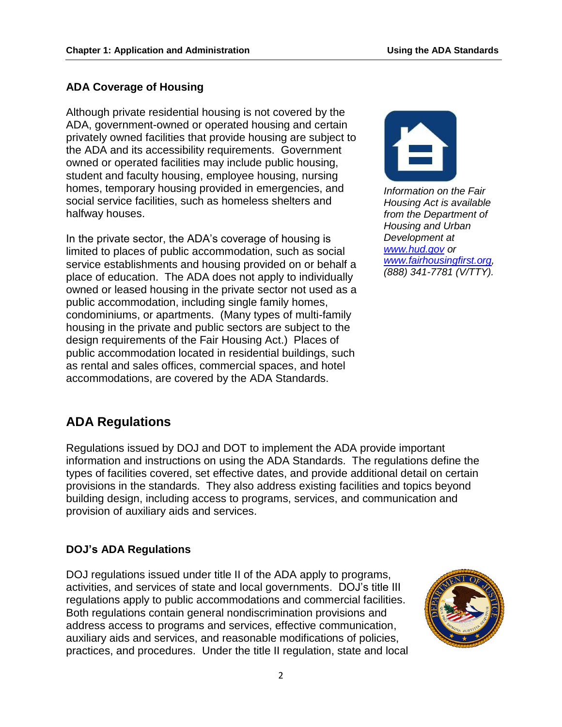### ADA Coverage of Housing

Although private residential housing is not covered by the ADA, government-owned or operated housing and certain privately owned facilities that provide housing are subject to the ADA and its accessibility requirements. Government owned or operated facilities may include public housing, student and faculty housing, employee housing, nursing homes, temporary housing provided in emergencies, and social service facilities, such as homeless shelters and halfway houses.

In the private sector, the ADA's coverage of housing is limited to places of public accommodation, such as social service establishments and housing provided on or behalf a place of education. The ADA does not apply to individually owned or leased housing in the private sector not used as a public accommodation, including single family homes, condominiums, or apartments. (Many types of multi-family housing in the private and public sectors are subject to the design requirements of the Fair Housing Act.) Places of public accommodation located in residential buildings, such as rental and sales offices, commercial spaces, and hotel accommodations, are covered by the ADA Standards.

*Information on the Fair Housing Act is available from the Department of Housing and Urban Development at [www.hud.gov](http://www.hud.gov) or [www.fairhousingfirst.org](http://www.fairhousingfirst.org), (888) 341-7781 (V/TTY).*

## ADA Regulations

Regulations issued by DOJ and DOT to implement the ADA provide important information and instructions on using the ADA Standards. The regulations define the types of facilities covered, set effective dates, and provide additional detail on certain provisions in the standards. They also address existing facilities and topics beyond building design, including access to programs, services, and communication and provision of auxiliary aids and services.

### DOJ's ADA Regulations

DOJ regulations issued under title II of the ADA apply to programs, activities, and services of state and local governments. DOJ's title III regulations apply to public accommodations and commercial facilities. Both regulations contain general nondiscrimination provisions and address access to programs and services, effective communication, auxiliary aids and services, and reasonable modifications of policies, practices, and procedures. Under the title II regulation, state and local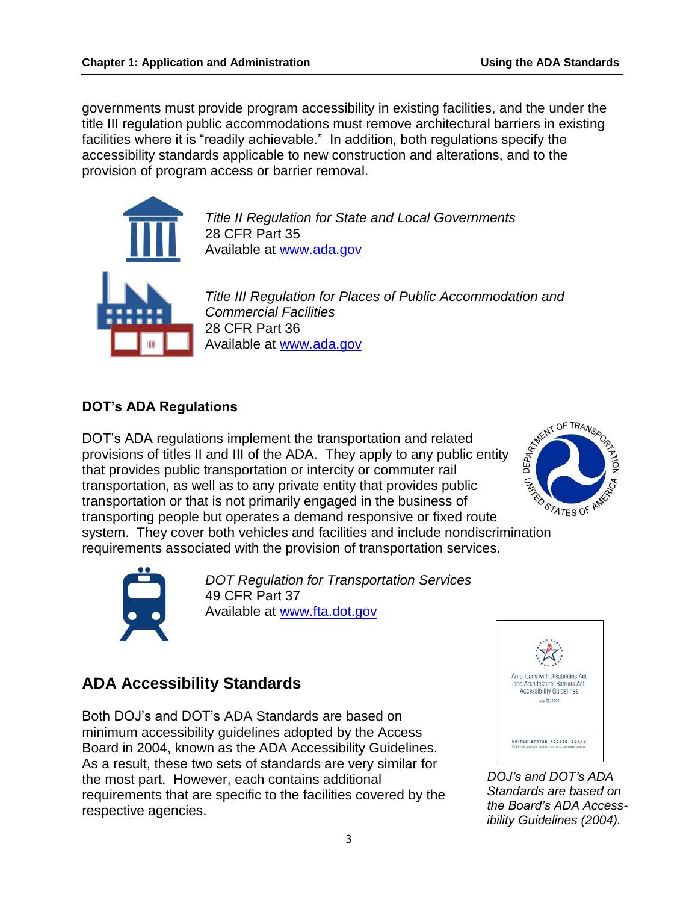governments must provide program accessibility in existing facilities, and the under the title III regulation public accommodations must remove architectural barriers in existing facilities where it is "readily achievable." In addition, both regulations specify the accessibility standards applicable to new construction and alterations, and to the provision of program access or barrier removal.

*Title II Regulation for State and Local Governments*
28 CFR Part 35
Available at [www.ada.gov](http://www.ada.gov)

*Title III Regulation for Places of Public Accommodation and Commercial Facilities*
28 CFR Part 36
Available at [www.ada.gov](http://www.ada.gov)

### DOT's ADA Regulations

DOT's ADA regulations implement the transportation and related provisions of titles II and III of the ADA. They apply to any public entity that provides public transportation or intercity or commuter rail transportation, as well as to any private entity that provides public transportation or that is not primarily engaged in the business of transporting people but operates a demand responsive or fixed route system. They cover both vehicles and facilities and include nondiscrimination requirements associated with the provision of transportation services.

*DOT Regulation for Transportation Services*
49 CFR Part 37
Available at [www.fta.dot.gov](http://www.fta.dot.gov)

## ADA Accessibility Standards

Both DOJ's and DOT's ADA Standards are based on minimum accessibility guidelines adopted by the Access Board in 2004, known as the ADA Accessibility Guidelines. As a result, these two sets of standards are very similar for the most part. However, each contains additional requirements that are specific to the facilities covered by the respective agencies.

*DOJ's and DOT's ADA Standards are based on the Board's ADA Accessibility Guidelines (2004).*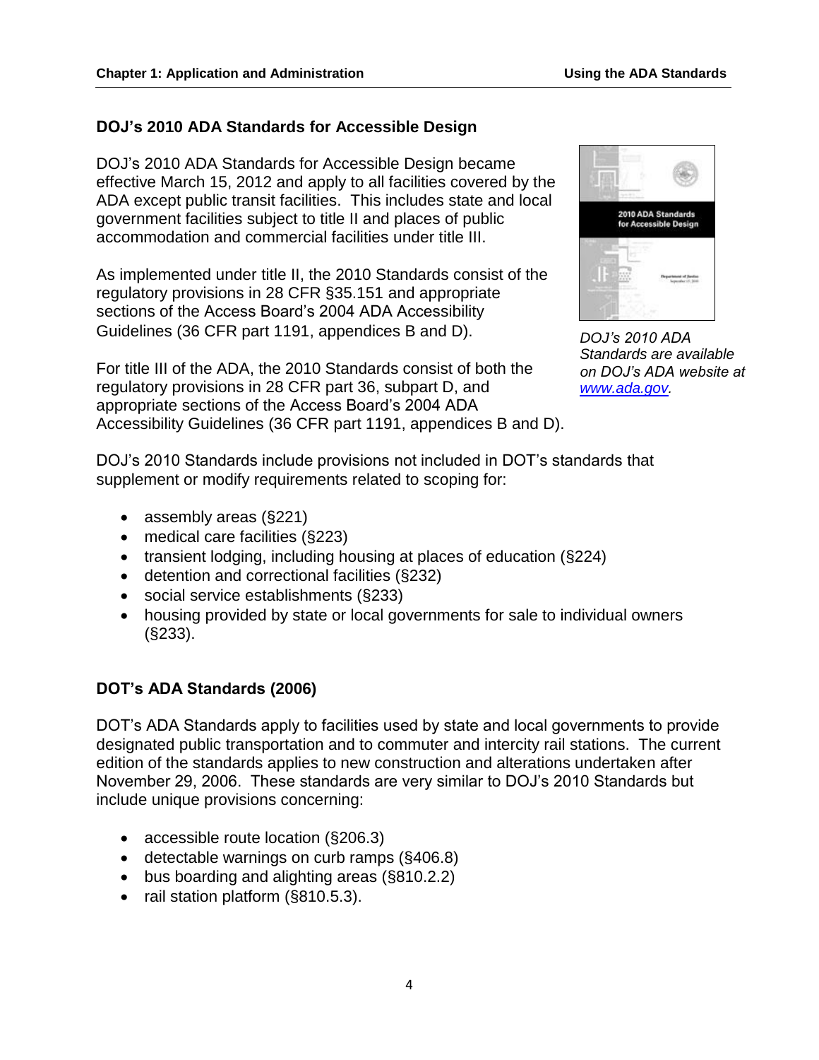## DOJ's 2010 ADA Standards for Accessible Design

DOJ's 2010 ADA Standards for Accessible Design became effective March 15, 2012 and apply to all facilities covered by the ADA except public transit facilities. This includes state and local government facilities subject to title II and places of public accommodation and commercial facilities under title III.

As implemented under title II, the 2010 Standards consist of the regulatory provisions in 28 CFR §35.151 and appropriate sections of the Access Board's 2004 ADA Accessibility Guidelines (36 CFR part 1191, appendices B and D).

For title III of the ADA, the 2010 Standards consist of both the regulatory provisions in 28 CFR part 36, subpart D, and appropriate sections of the Access Board's 2004 ADA Accessibility Guidelines (36 CFR part 1191, appendices B and D).

*DOJ's 2010 ADA Standards are available on DOJ's ADA website at [www.ada.gov](http://www.ada.gov).*

DOJ's 2010 Standards include provisions not included in DOT's standards that supplement or modify requirements related to scoping for:

- assembly areas (§221)
- medical care facilities (§223)
- transient lodging, including housing at places of education (§224)
- detention and correctional facilities (§232)
- social service establishments (§233)
- housing provided by state or local governments for sale to individual owners (§233).

## DOT's ADA Standards (2006)

DOT's ADA Standards apply to facilities used by state and local governments to provide designated public transportation and to commuter and intercity rail stations. The current edition of the standards applies to new construction and alterations undertaken after November 29, 2006. These standards are very similar to DOJ's 2010 Standards but include unique provisions concerning:

- accessible route location (§206.3)
- detectable warnings on curb ramps (§406.8)
- bus boarding and alighting areas (§810.2.2)
- rail station platform (§810.5.3).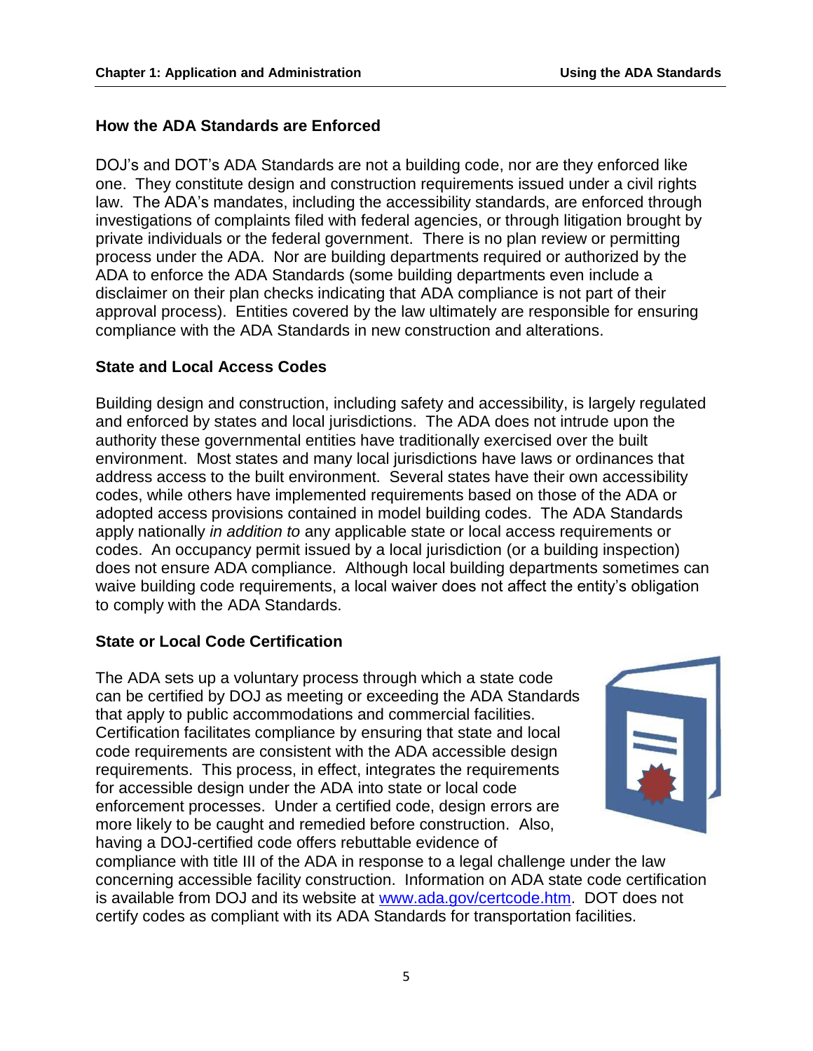### How the ADA Standards are Enforced

DOJ's and DOT's ADA Standards are not a building code, nor are they enforced like one. They constitute design and construction requirements issued under a civil rights law. The ADA's mandates, including the accessibility standards, are enforced through investigations of complaints filed with federal agencies, or through litigation brought by private individuals or the federal government. There is no plan review or permitting process under the ADA. Nor are building departments required or authorized by the ADA to enforce the ADA Standards (some building departments even include a disclaimer on their plan checks indicating that ADA compliance is not part of their approval process). Entities covered by the law ultimately are responsible for ensuring compliance with the ADA Standards in new construction and alterations.

### State and Local Access Codes

Building design and construction, including safety and accessibility, is largely regulated and enforced by states and local jurisdictions. The ADA does not intrude upon the authority these governmental entities have traditionally exercised over the built environment. Most states and many local jurisdictions have laws or ordinances that address access to the built environment. Several states have their own accessibility codes, while others have implemented requirements based on those of the ADA or adopted access provisions contained in model building codes. The ADA Standards apply nationally *in addition to* any applicable state or local access requirements or codes. An occupancy permit issued by a local jurisdiction (or a building inspection) does not ensure ADA compliance. Although local building departments sometimes can waive building code requirements, a local waiver does not affect the entity's obligation to comply with the ADA Standards.

### State or Local Code Certification

The ADA sets up a voluntary process through which a state code can be certified by DOJ as meeting or exceeding the ADA Standards that apply to public accommodations and commercial facilities. Certification facilitates compliance by ensuring that state and local code requirements are consistent with the ADA accessible design requirements. This process, in effect, integrates the requirements for accessible design under the ADA into state or local code enforcement processes. Under a certified code, design errors are more likely to be caught and remedied before construction. Also, having a DOJ-certified code offers rebuttable evidence of compliance with title III of the ADA in response to a legal challenge under the law concerning accessible facility construction. Information on ADA state code certification is available from DOJ and its website at [www.ada.gov/certcode.htm](http://www.ada.gov/certcode.htm). DOT does not certify codes as compliant with its ADA Standards for transportation facilities.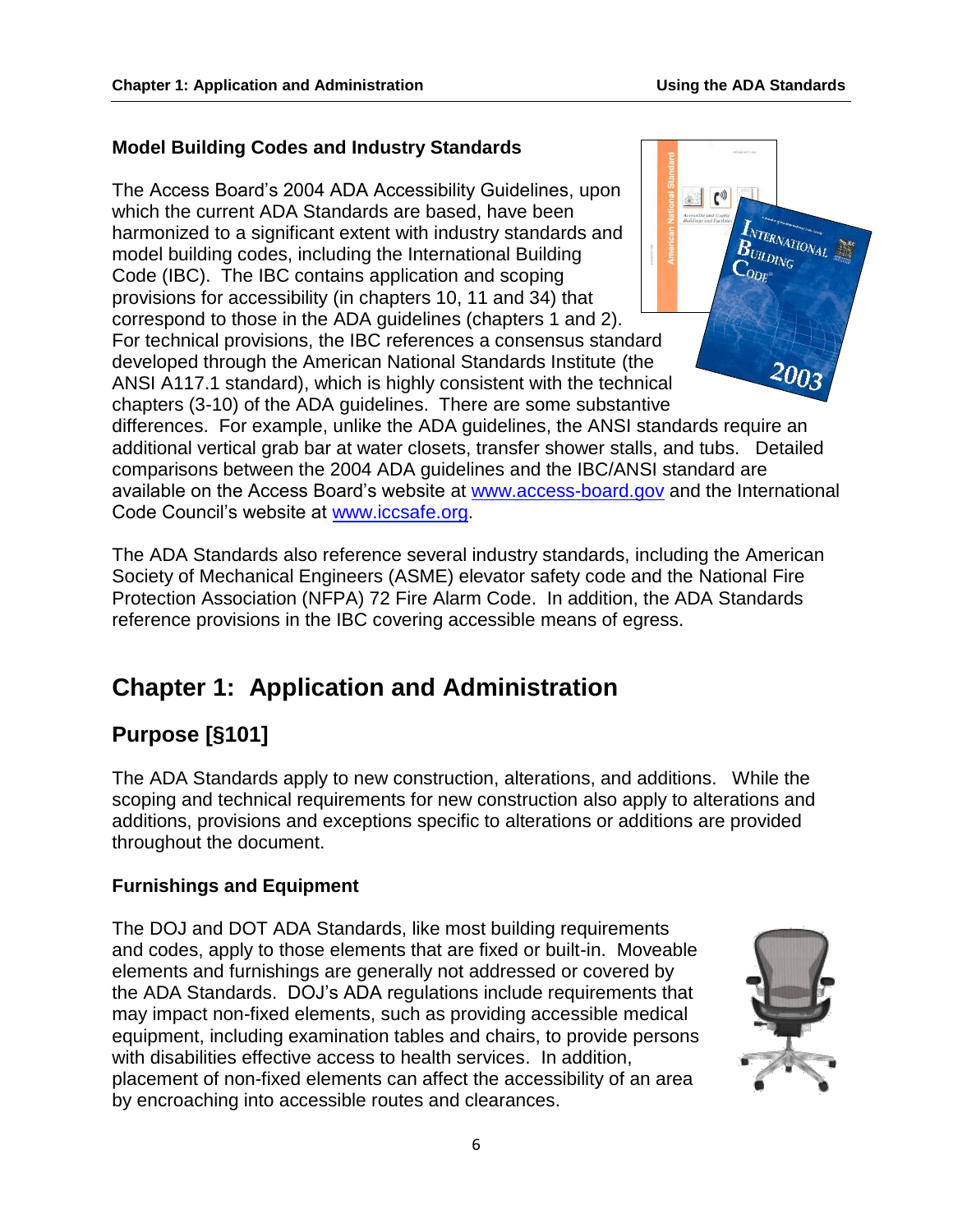### Model Building Codes and Industry Standards

The Access Board's 2004 ADA Accessibility Guidelines, upon which the current ADA Standards are based, have been harmonized to a significant extent with industry standards and model building codes, including the International Building Code (IBC). The IBC contains application and scoping provisions for accessibility (in chapters 10, 11 and 34) that correspond to those in the ADA guidelines (chapters 1 and 2). For technical provisions, the IBC references a consensus standard developed through the American National Standards Institute (the ANSI A117.1 standard), which is highly consistent with the technical chapters (3-10) of the ADA guidelines. There are some substantive differences. For example, unlike the ADA guidelines, the ANSI standards require an additional vertical grab bar at water closets, transfer shower stalls, and tubs. Detailed comparisons between the 2004 ADA guidelines and the IBC/ANSI standard are available on the Access Board's website at [www.access-board.gov](http://www.access-board.gov) and the International Code Council's website at [www.iccsafe.org](http://www.iccsafe.org).

The ADA Standards also reference several industry standards, including the American Society of Mechanical Engineers (ASME) elevator safety code and the National Fire Protection Association (NFPA) 72 Fire Alarm Code. In addition, the ADA Standards reference provisions in the IBC covering accessible means of egress.

# Chapter 1: Application and Administration

## Purpose [§101]

The ADA Standards apply to new construction, alterations, and additions. While the scoping and technical requirements for new construction also apply to alterations and additions, provisions and exceptions specific to alterations or additions are provided throughout the document.

### Furnishings and Equipment

The DOJ and DOT ADA Standards, like most building requirements and codes, apply to those elements that are fixed or built-in. Moveable elements and furnishings are generally not addressed or covered by the ADA Standards. DOJ's ADA regulations include requirements that may impact non-fixed elements, such as providing accessible medical equipment, including examination tables and chairs, to provide persons with disabilities effective access to health services. In addition, placement of non-fixed elements can affect the accessibility of an area by encroaching into accessible routes and clearances.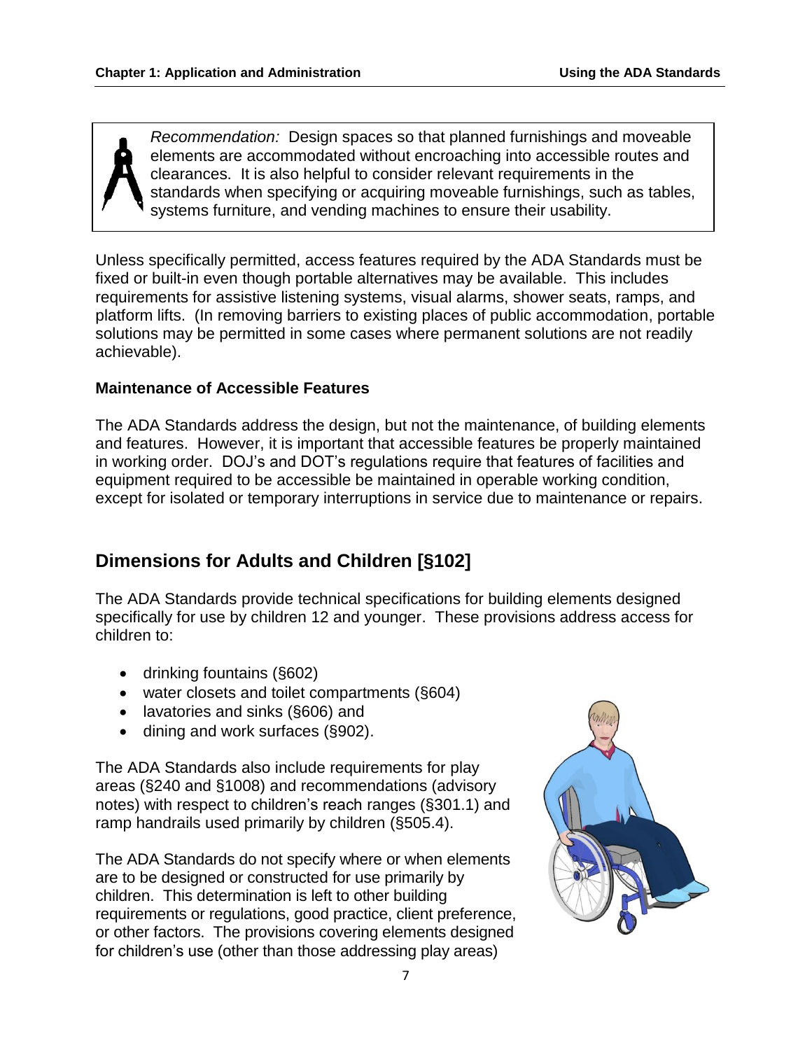> *Recommendation:* Design spaces so that planned furnishings and moveable elements are accommodated without encroaching into accessible routes and clearances. It is also helpful to consider relevant requirements in the standards when specifying or acquiring moveable furnishings, such as tables, systems furniture, and vending machines to ensure their usability.

Unless specifically permitted, access features required by the ADA Standards must be fixed or built-in even though portable alternatives may be available. This includes requirements for assistive listening systems, visual alarms, shower seats, ramps, and platform lifts. (In removing barriers to existing places of public accommodation, portable solutions may be permitted in some cases where permanent solutions are not readily achievable).

**Maintenance of Accessible Features**

The ADA Standards address the design, but not the maintenance, of building elements and features. However, it is important that accessible features be properly maintained in working order. DOJ's and DOT's regulations require that features of facilities and equipment required to be accessible be maintained in operable working condition, except for isolated or temporary interruptions in service due to maintenance or repairs.

## Dimensions for Adults and Children [§102]

The ADA Standards provide technical specifications for building elements designed specifically for use by children 12 and younger. These provisions address access for children to:

- drinking fountains (§602)
- water closets and toilet compartments (§604)
- lavatories and sinks (§606) and
- dining and work surfaces (§902).

The ADA Standards also include requirements for play areas (§240 and §1008) and recommendations (advisory notes) with respect to children's reach ranges (§301.1) and ramp handrails used primarily by children (§505.4).

The ADA Standards do not specify where or when elements are to be designed or constructed for use primarily by children. This determination is left to other building requirements or regulations, good practice, client preference, or other factors. The provisions covering elements designed for children's use (other than those addressing play areas)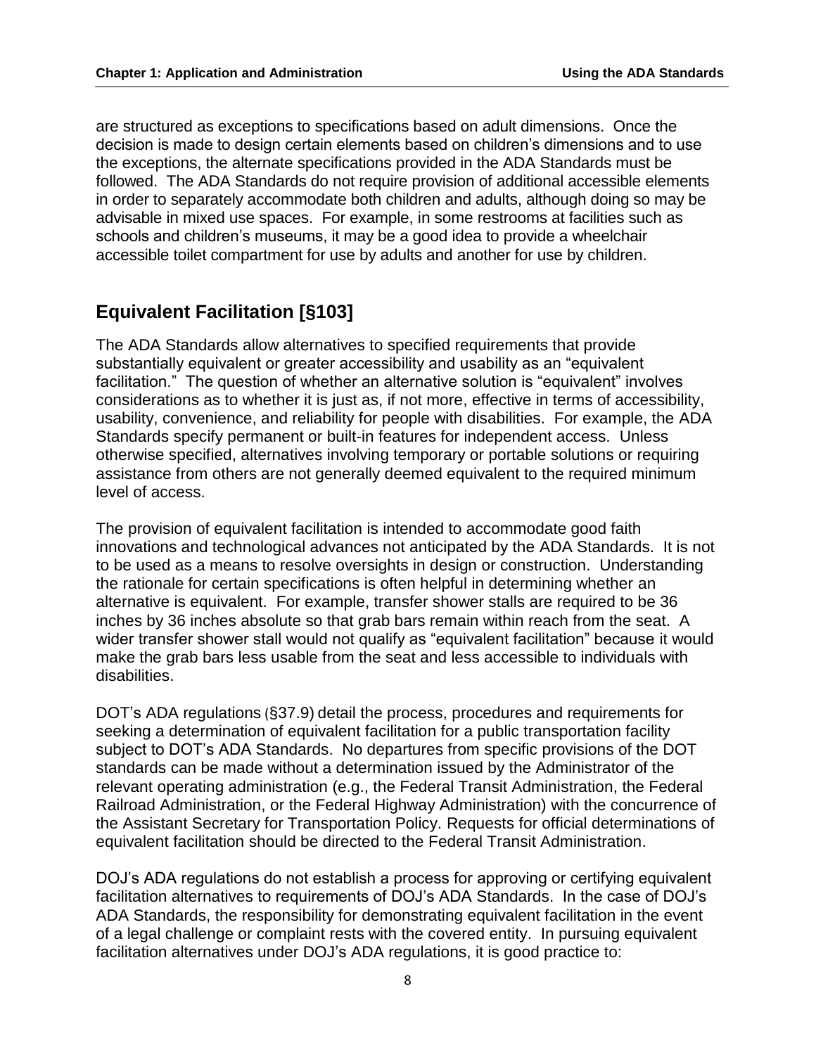are structured as exceptions to specifications based on adult dimensions. Once the decision is made to design certain elements based on children's dimensions and to use the exceptions, the alternate specifications provided in the ADA Standards must be followed. The ADA Standards do not require provision of additional accessible elements in order to separately accommodate both children and adults, although doing so may be advisable in mixed use spaces. For example, in some restrooms at facilities such as schools and children's museums, it may be a good idea to provide a wheelchair accessible toilet compartment for use by adults and another for use by children.

## Equivalent Facilitation [§103]

The ADA Standards allow alternatives to specified requirements that provide substantially equivalent or greater accessibility and usability as an "equivalent facilitation." The question of whether an alternative solution is "equivalent" involves considerations as to whether it is just as, if not more, effective in terms of accessibility, usability, convenience, and reliability for people with disabilities. For example, the ADA Standards specify permanent or built-in features for independent access. Unless otherwise specified, alternatives involving temporary or portable solutions or requiring assistance from others are not generally deemed equivalent to the required minimum level of access.

The provision of equivalent facilitation is intended to accommodate good faith innovations and technological advances not anticipated by the ADA Standards. It is not to be used as a means to resolve oversights in design or construction. Understanding the rationale for certain specifications is often helpful in determining whether an alternative is equivalent. For example, transfer shower stalls are required to be 36 inches by 36 inches absolute so that grab bars remain within reach from the seat. A wider transfer shower stall would not qualify as "equivalent facilitation" because it would make the grab bars less usable from the seat and less accessible to individuals with disabilities.

DOT's ADA regulations (§37.9) detail the process, procedures and requirements for seeking a determination of equivalent facilitation for a public transportation facility subject to DOT's ADA Standards. No departures from specific provisions of the DOT standards can be made without a determination issued by the Administrator of the relevant operating administration (e.g., the Federal Transit Administration, the Federal Railroad Administration, or the Federal Highway Administration) with the concurrence of the Assistant Secretary for Transportation Policy. Requests for official determinations of equivalent facilitation should be directed to the Federal Transit Administration.

DOJ's ADA regulations do not establish a process for approving or certifying equivalent facilitation alternatives to requirements of DOJ's ADA Standards. In the case of DOJ's ADA Standards, the responsibility for demonstrating equivalent facilitation in the event of a legal challenge or complaint rests with the covered entity. In pursuing equivalent facilitation alternatives under DOJ's ADA regulations, it is good practice to: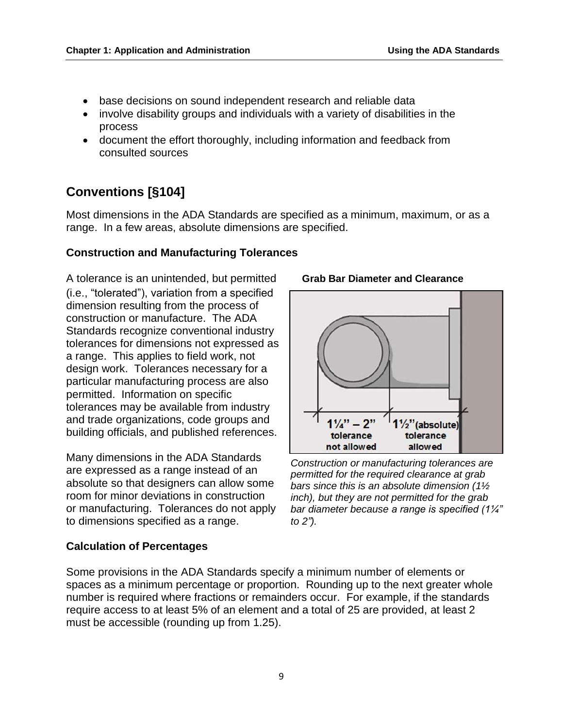- base decisions on sound independent research and reliable data
- involve disability groups and individuals with a variety of disabilities in the process
- document the effort thoroughly, including information and feedback from consulted sources

## Conventions [§104]

Most dimensions in the ADA Standards are specified as a minimum, maximum, or as a range. In a few areas, absolute dimensions are specified.

### Construction and Manufacturing Tolerances

A tolerance is an unintended, but permitted (i.e., "tolerated"), variation from a specified dimension resulting from the process of construction or manufacture. The ADA Standards recognize conventional industry tolerances for dimensions not expressed as a range. This applies to field work, not design work. Tolerances necessary for a particular manufacturing process are also permitted. Information on specific tolerances may be available from industry and trade organizations, code groups and building officials, and published references.

Many dimensions in the ADA Standards are expressed as a range instead of an absolute so that designers can allow some room for minor deviations in construction or manufacturing. Tolerances do not apply to dimensions specified as a range.

**Grab Bar Diameter and Clearance**

1¼" – 2"
tolerance
not allowed

1½" (absolute)
tolerance
allowed

*Construction or manufacturing tolerances are permitted for the required clearance at grab bars since this is an absolute dimension (1½ inch), but they are not permitted for the grab bar diameter because a range is specified (1¼" to 2").*

### Calculation of Percentages

Some provisions in the ADA Standards specify a minimum number of elements or spaces as a minimum percentage or proportion. Rounding up to the next greater whole number is required where fractions or remainders occur. For example, if the standards require access to at least 5% of an element and a total of 25 are provided, at least 2 must be accessible (rounding up from 1.25).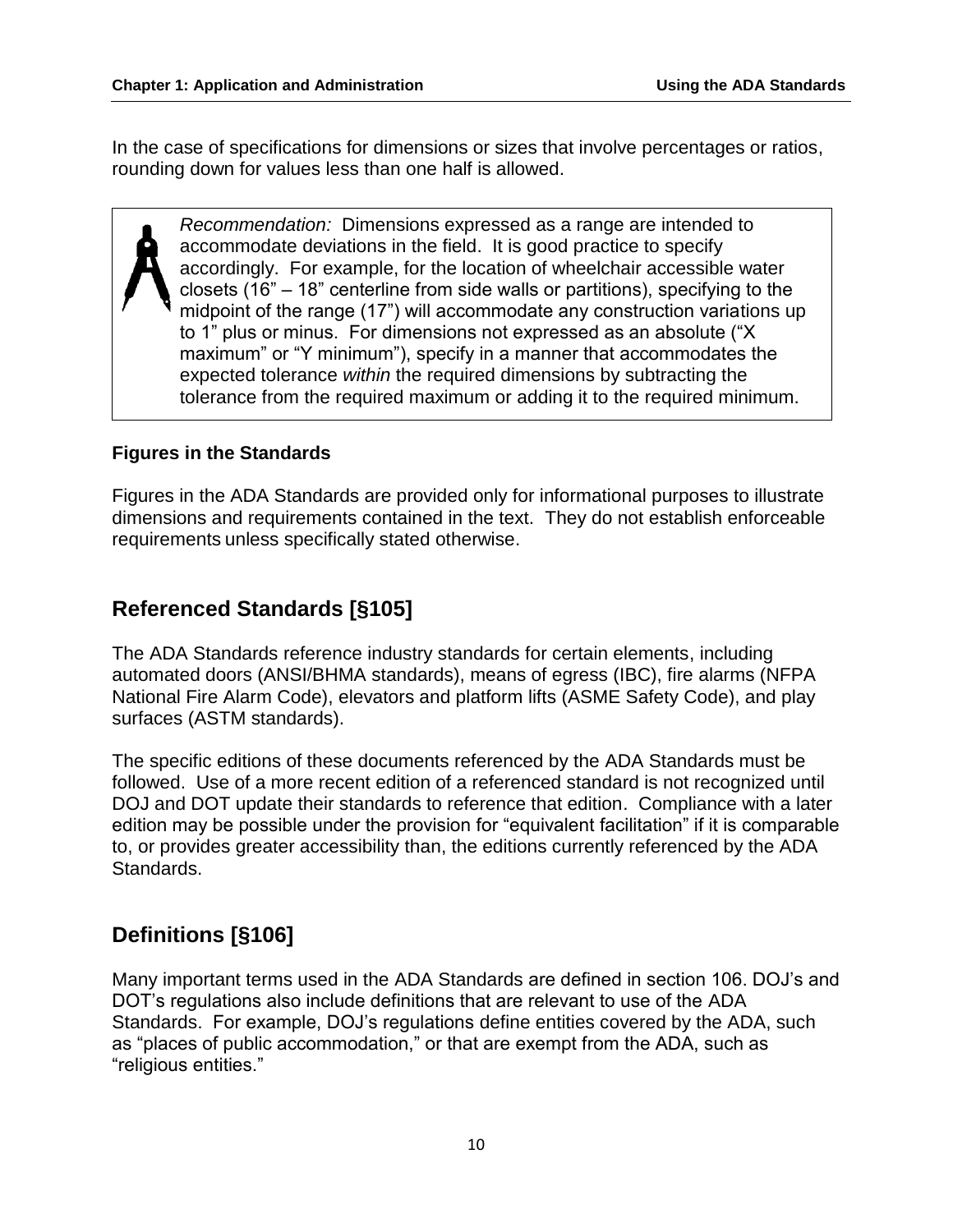In the case of specifications for dimensions or sizes that involve percentages or ratios, rounding down for values less than one half is allowed.

> *Recommendation:* Dimensions expressed as a range are intended to accommodate deviations in the field. It is good practice to specify accordingly. For example, for the location of wheelchair accessible water closets (16" – 18" centerline from side walls or partitions), specifying to the midpoint of the range (17") will accommodate any construction variations up to 1" plus or minus. For dimensions not expressed as an absolute ("X maximum" or "Y minimum"), specify in a manner that accommodates the expected tolerance *within* the required dimensions by subtracting the tolerance from the required maximum or adding it to the required minimum.

### Figures in the Standards

Figures in the ADA Standards are provided only for informational purposes to illustrate dimensions and requirements contained in the text. They do not establish enforceable requirements unless specifically stated otherwise.

## Referenced Standards [§105]

The ADA Standards reference industry standards for certain elements, including automated doors (ANSI/BHMA standards), means of egress (IBC), fire alarms (NFPA National Fire Alarm Code), elevators and platform lifts (ASME Safety Code), and play surfaces (ASTM standards).

The specific editions of these documents referenced by the ADA Standards must be followed. Use of a more recent edition of a referenced standard is not recognized until DOJ and DOT update their standards to reference that edition. Compliance with a later edition may be possible under the provision for "equivalent facilitation" if it is comparable to, or provides greater accessibility than, the editions currently referenced by the ADA Standards.

## Definitions [§106]

Many important terms used in the ADA Standards are defined in section 106. DOJ's and DOT's regulations also include definitions that are relevant to use of the ADA Standards. For example, DOJ's regulations define entities covered by the ADA, such as "places of public accommodation," or that are exempt from the ADA, such as "religious entities."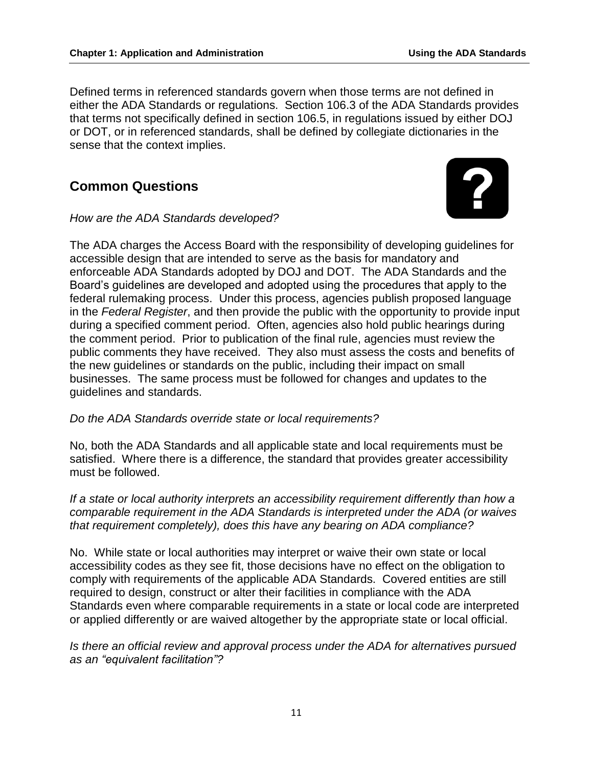Defined terms in referenced standards govern when those terms are not defined in either the ADA Standards or regulations. Section 106.3 of the ADA Standards provides that terms not specifically defined in section 106.5, in regulations issued by either DOJ or DOT, or in referenced standards, shall be defined by collegiate dictionaries in the sense that the context implies.

## Common Questions

*How are the ADA Standards developed?*

The ADA charges the Access Board with the responsibility of developing guidelines for accessible design that are intended to serve as the basis for mandatory and enforceable ADA Standards adopted by DOJ and DOT. The ADA Standards and the Board's guidelines are developed and adopted using the procedures that apply to the federal rulemaking process. Under this process, agencies publish proposed language in the *Federal Register*, and then provide the public with the opportunity to provide input during a specified comment period. Often, agencies also hold public hearings during the comment period. Prior to publication of the final rule, agencies must review the public comments they have received. They also must assess the costs and benefits of the new guidelines or standards on the public, including their impact on small businesses. The same process must be followed for changes and updates to the guidelines and standards.

*Do the ADA Standards override state or local requirements?*

No, both the ADA Standards and all applicable state and local requirements must be satisfied. Where there is a difference, the standard that provides greater accessibility must be followed.

*If a state or local authority interprets an accessibility requirement differently than how a comparable requirement in the ADA Standards is interpreted under the ADA (or waives that requirement completely), does this have any bearing on ADA compliance?*

No. While state or local authorities may interpret or waive their own state or local accessibility codes as they see fit, those decisions have no effect on the obligation to comply with requirements of the applicable ADA Standards. Covered entities are still required to design, construct or alter their facilities in compliance with the ADA Standards even where comparable requirements in a state or local code are interpreted or applied differently or are waived altogether by the appropriate state or local official.

*Is there an official review and approval process under the ADA for alternatives pursued as an "equivalent facilitation"?*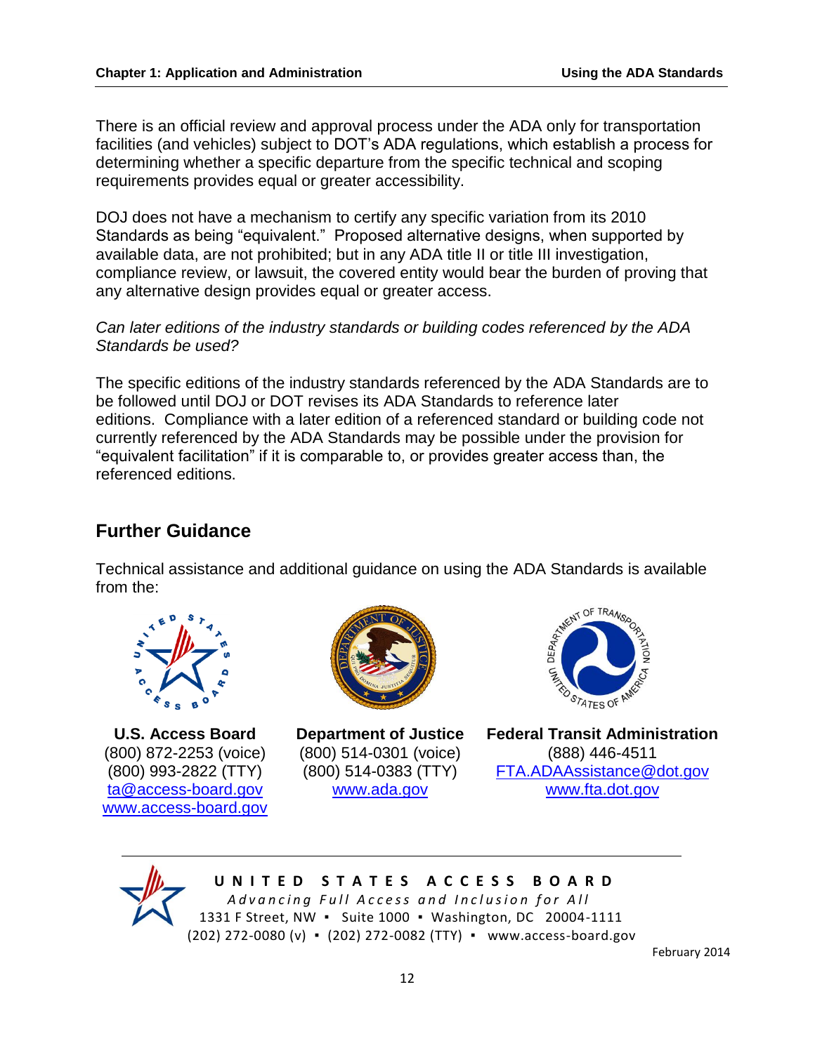There is an official review and approval process under the ADA only for transportation facilities (and vehicles) subject to DOT's ADA regulations, which establish a process for determining whether a specific departure from the specific technical and scoping requirements provides equal or greater accessibility.

DOJ does not have a mechanism to certify any specific variation from its 2010 Standards as being "equivalent." Proposed alternative designs, when supported by available data, are not prohibited; but in any ADA title II or title III investigation, compliance review, or lawsuit, the covered entity would bear the burden of proving that any alternative design provides equal or greater access.

*Can later editions of the industry standards or building codes referenced by the ADA Standards be used?*

The specific editions of the industry standards referenced by the ADA Standards are to be followed until DOJ or DOT revises its ADA Standards to reference later editions. Compliance with a later edition of a referenced standard or building code not currently referenced by the ADA Standards may be possible under the provision for "equivalent facilitation" if it is comparable to, or provides greater access than, the referenced editions.

## Further Guidance

Technical assistance and additional guidance on using the ADA Standards is available from the:

**U.S. Access Board**
(800) 872-2253 (voice)
(800) 993-2822 (TTY)
ta@access-board.gov
www.access-board.gov

**Department of Justice**
(800) 514-0301 (voice)
(800) 514-0383 (TTY)
www.ada.gov

**Federal Transit Administration**
(888) 446-4511
FTA.ADAAssistance@dot.gov
www.fta.dot.gov

**UNITED STATES ACCESS BOARD**
*Advancing Full Access and Inclusion for All*
1331 F Street, NW ▪ Suite 1000 ▪ Washington, DC 20004-1111
(202) 272-0080 (v) ▪ (202) 272-0082 (TTY) ▪ www.access-board.gov

February 2014